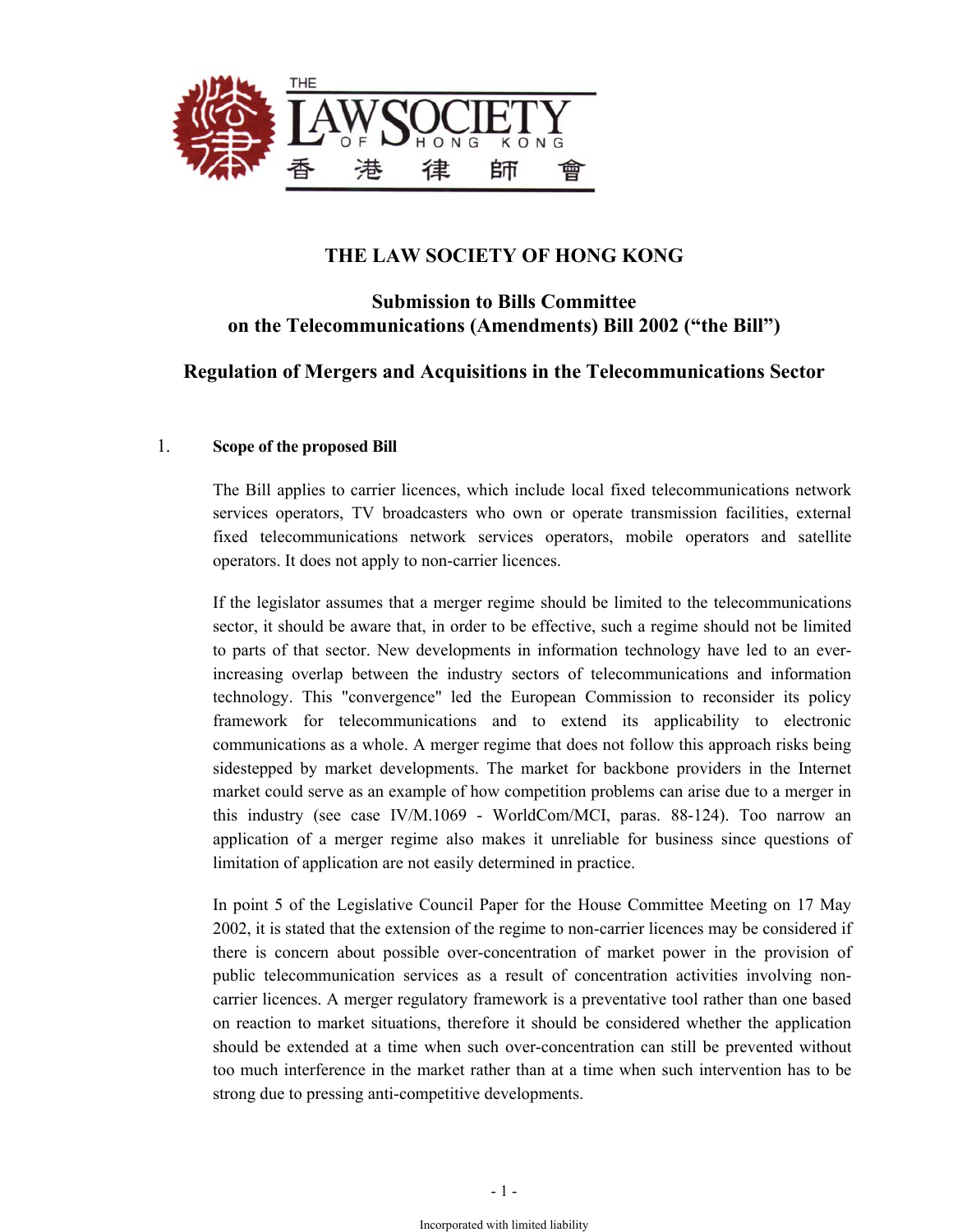THE LAW SOCIETY OF HONG KONG
香港律師會

# THE LAW SOCIETY OF HONG KONG

## Submission to Bills Committee on the Telecommunications (Amendments) Bill 2002 ("the Bill")

## Regulation of Mergers and Acquisitions in the Telecommunications Sector

1. **Scope of the proposed Bill**

The Bill applies to carrier licences, which include local fixed telecommunications network services operators, TV broadcasters who own or operate transmission facilities, external fixed telecommunications network services operators, mobile operators and satellite operators. It does not apply to non-carrier licences.

If the legislator assumes that a merger regime should be limited to the telecommunications sector, it should be aware that, in order to be effective, such a regime should not be limited to parts of that sector. New developments in information technology have led to an ever-increasing overlap between the industry sectors of telecommunications and information technology. This "convergence" led the European Commission to reconsider its policy framework for telecommunications and to extend its applicability to electronic communications as a whole. A merger regime that does not follow this approach risks being sidestepped by market developments. The market for backbone providers in the Internet market could serve as an example of how competition problems can arise due to a merger in this industry (see case IV/M.1069 - WorldCom/MCI, paras. 88-124). Too narrow an application of a merger regime also makes it unreliable for business since questions of limitation of application are not easily determined in practice.

In point 5 of the Legislative Council Paper for the House Committee Meeting on 17 May 2002, it is stated that the extension of the regime to non-carrier licences may be considered if there is concern about possible over-concentration of market power in the provision of public telecommunication services as a result of concentration activities involving non-carrier licences. A merger regulatory framework is a preventative tool rather than one based on reaction to market situations, therefore it should be considered whether the application should be extended at a time when such over-concentration can still be prevented without too much interference in the market rather than at a time when such intervention has to be strong due to pressing anti-competitive developments.

Incorporated with limited liability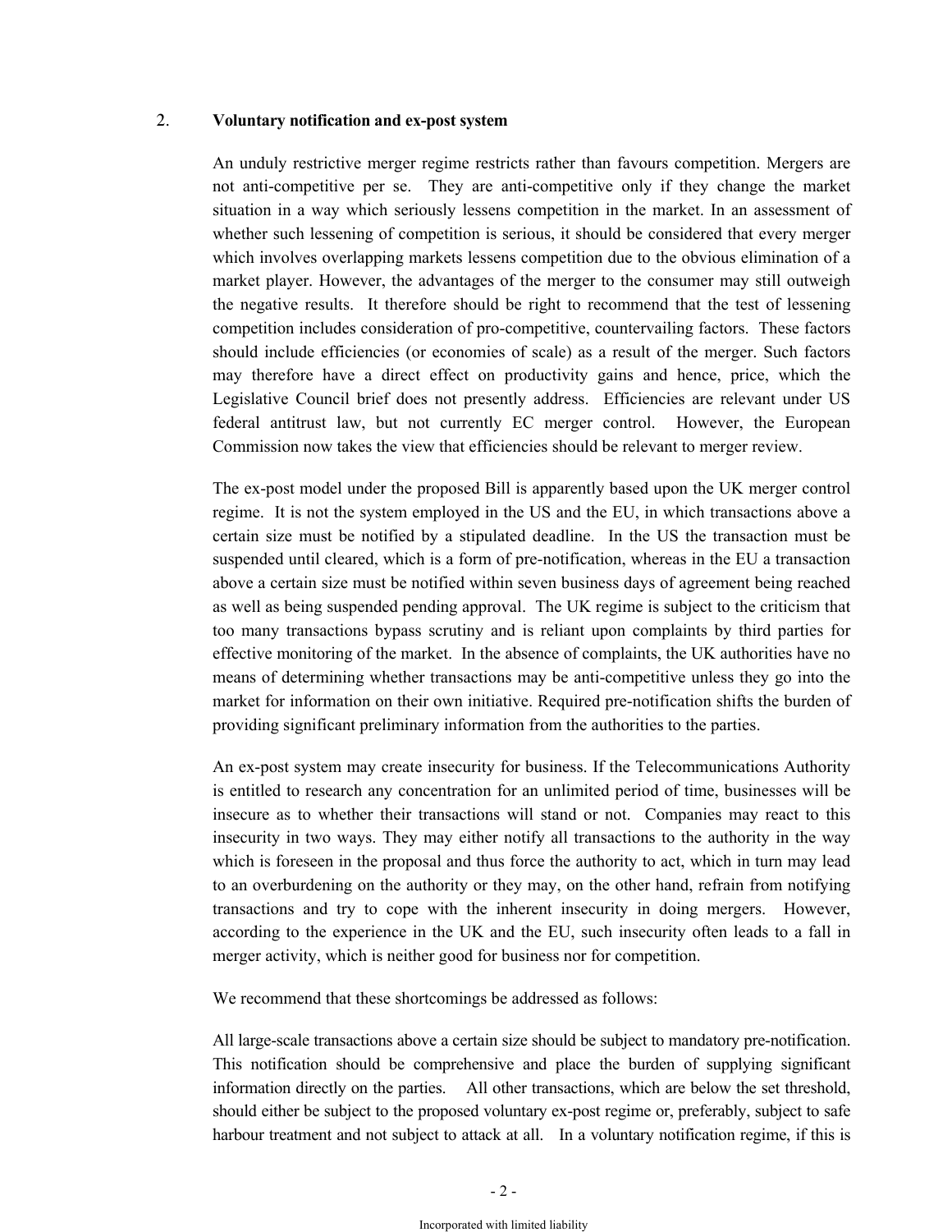## 2. Voluntary notification and ex-post system

An unduly restrictive merger regime restricts rather than favours competition. Mergers are not anti-competitive per se. They are anti-competitive only if they change the market situation in a way which seriously lessens competition in the market. In an assessment of whether such lessening of competition is serious, it should be considered that every merger which involves overlapping markets lessens competition due to the obvious elimination of a market player. However, the advantages of the merger to the consumer may still outweigh the negative results. It therefore should be right to recommend that the test of lessening competition includes consideration of pro-competitive, countervailing factors. These factors should include efficiencies (or economies of scale) as a result of the merger. Such factors may therefore have a direct effect on productivity gains and hence, price, which the Legislative Council brief does not presently address. Efficiencies are relevant under US federal antitrust law, but not currently EC merger control. However, the European Commission now takes the view that efficiencies should be relevant to merger review.

The ex-post model under the proposed Bill is apparently based upon the UK merger control regime. It is not the system employed in the US and the EU, in which transactions above a certain size must be notified by a stipulated deadline. In the US the transaction must be suspended until cleared, which is a form of pre-notification, whereas in the EU a transaction above a certain size must be notified within seven business days of agreement being reached as well as being suspended pending approval. The UK regime is subject to the criticism that too many transactions bypass scrutiny and is reliant upon complaints by third parties for effective monitoring of the market. In the absence of complaints, the UK authorities have no means of determining whether transactions may be anti-competitive unless they go into the market for information on their own initiative. Required pre-notification shifts the burden of providing significant preliminary information from the authorities to the parties.

An ex-post system may create insecurity for business. If the Telecommunications Authority is entitled to research any concentration for an unlimited period of time, businesses will be insecure as to whether their transactions will stand or not. Companies may react to this insecurity in two ways. They may either notify all transactions to the authority in the way which is foreseen in the proposal and thus force the authority to act, which in turn may lead to an overburdening on the authority or they may, on the other hand, refrain from notifying transactions and try to cope with the inherent insecurity in doing mergers. However, according to the experience in the UK and the EU, such insecurity often leads to a fall in merger activity, which is neither good for business nor for competition.

We recommend that these shortcomings be addressed as follows:

All large-scale transactions above a certain size should be subject to mandatory pre-notification. This notification should be comprehensive and place the burden of supplying significant information directly on the parties. All other transactions, which are below the set threshold, should either be subject to the proposed voluntary ex-post regime or, preferably, subject to safe harbour treatment and not subject to attack at all. In a voluntary notification regime, if this is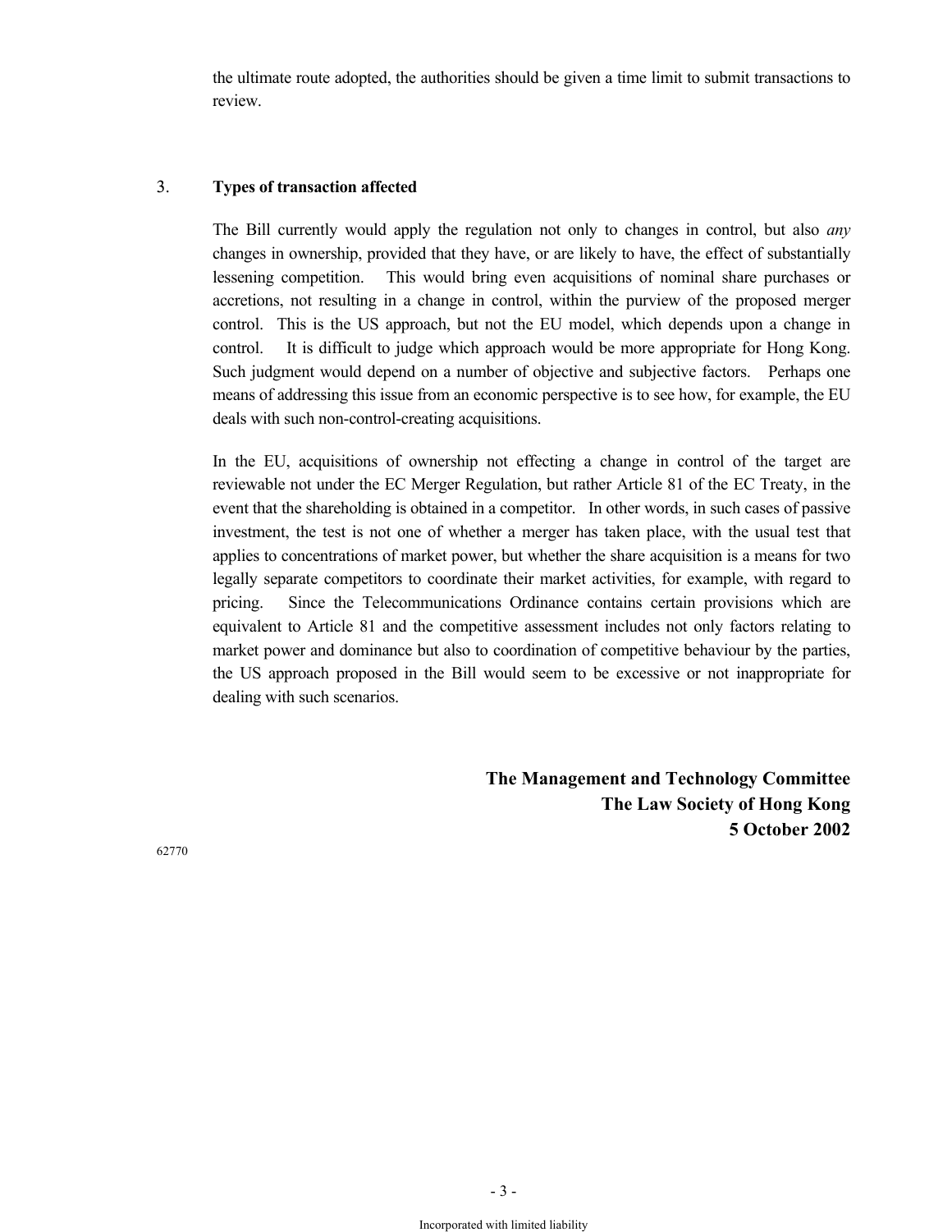the ultimate route adopted, the authorities should be given a time limit to submit transactions to review.

3. **Types of transaction affected**

The Bill currently would apply the regulation not only to changes in control, but also *any* changes in ownership, provided that they have, or are likely to have, the effect of substantially lessening competition. This would bring even acquisitions of nominal share purchases or accretions, not resulting in a change in control, within the purview of the proposed merger control. This is the US approach, but not the EU model, which depends upon a change in control. It is difficult to judge which approach would be more appropriate for Hong Kong. Such judgment would depend on a number of objective and subjective factors. Perhaps one means of addressing this issue from an economic perspective is to see how, for example, the EU deals with such non-control-creating acquisitions.

In the EU, acquisitions of ownership not effecting a change in control of the target are reviewable not under the EC Merger Regulation, but rather Article 81 of the EC Treaty, in the event that the shareholding is obtained in a competitor. In other words, in such cases of passive investment, the test is not one of whether a merger has taken place, with the usual test that applies to concentrations of market power, but whether the share acquisition is a means for two legally separate competitors to coordinate their market activities, for example, with regard to pricing. Since the Telecommunications Ordinance contains certain provisions which are equivalent to Article 81 and the competitive assessment includes not only factors relating to market power and dominance but also to coordination of competitive behaviour by the parties, the US approach proposed in the Bill would seem to be excessive or not inappropriate for dealing with such scenarios.

**The Management and Technology Committee**
**The Law Society of Hong Kong**
**5 October 2002**

62770

Incorporated with limited liability